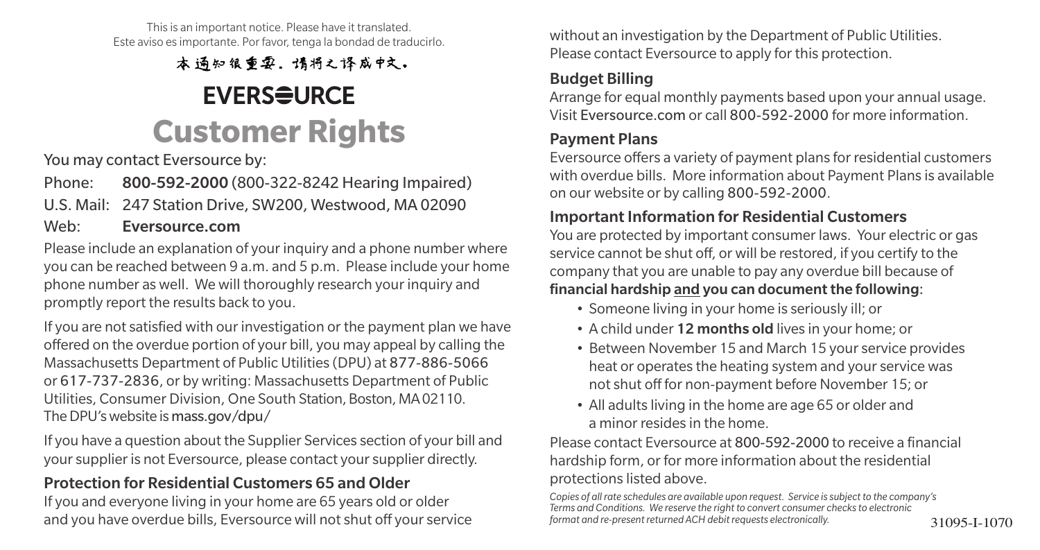This is an important notice. Please have it translated.
Este aviso es importante. Por favor, tenga la bondad de traducirlo.

本通知很重要。请将之译成中文。

**EVERSOURCE**

# Customer Rights

You may contact Eversource by:

Phone: **800-592-2000** (800-322-8242 Hearing Impaired)
U.S. Mail: 247 Station Drive, SW200, Westwood, MA 02090
Web: **Eversource.com**

Please include an explanation of your inquiry and a phone number where you can be reached between 9 a.m. and 5 p.m. Please include your home phone number as well. We will thoroughly research your inquiry and promptly report the results back to you.

If you are not satisfied with our investigation or the payment plan we have offered on the overdue portion of your bill, you may appeal by calling the Massachusetts Department of Public Utilities (DPU) at 877-886-5066 or 617-737-2836, or by writing: Massachusetts Department of Public Utilities, Consumer Division, One South Station, Boston, MA 02110. The DPU's website is mass.gov/dpu/

If you have a question about the Supplier Services section of your bill and your supplier is not Eversource, please contact your supplier directly.

## Protection for Residential Customers 65 and Older

If you and everyone living in your home are 65 years old or older and you have overdue bills, Eversource will not shut off your service without an investigation by the Department of Public Utilities. Please contact Eversource to apply for this protection.

## Budget Billing

Arrange for equal monthly payments based upon your annual usage. Visit Eversource.com or call 800-592-2000 for more information.

## Payment Plans

Eversource offers a variety of payment plans for residential customers with overdue bills. More information about Payment Plans is available on our website or by calling 800-592-2000.

## Important Information for Residential Customers

You are protected by important consumer laws. Your electric or gas service cannot be shut off, or will be restored, if you certify to the company that you are unable to pay any overdue bill because of **financial hardship and you can document the following**:

- Someone living in your home is seriously ill; or
- A child under **12 months old** lives in your home; or
- Between November 15 and March 15 your service provides heat or operates the heating system and your service was not shut off for non-payment before November 15; or
- All adults living in the home are age 65 or older and a minor resides in the home.

Please contact Eversource at 800-592-2000 to receive a financial hardship form, or for more information about the residential protections listed above.

*Copies of all rate schedules are available upon request. Service is subject to the company's Terms and Conditions. We reserve the right to convert consumer checks to electronic format and re-present returned ACH debit requests electronically.*

31095-I-1070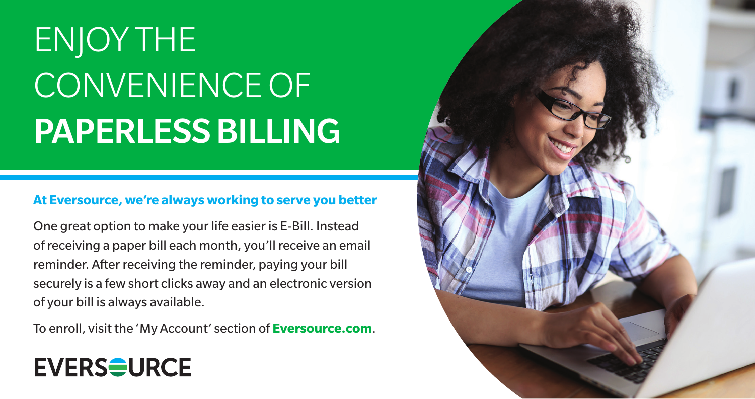# ENJOY THE CONVENIENCE OF **PAPERLESS BILLING**

**At Eversource, we're always working to serve you better**

One great option to make your life easier is E-Bill. Instead of receiving a paper bill each month, you'll receive an email reminder. After receiving the reminder, paying your bill securely is a few short clicks away and an electronic version of your bill is always available.

To enroll, visit the 'My Account' section of **Eversource.com**.

EVERSOURCE